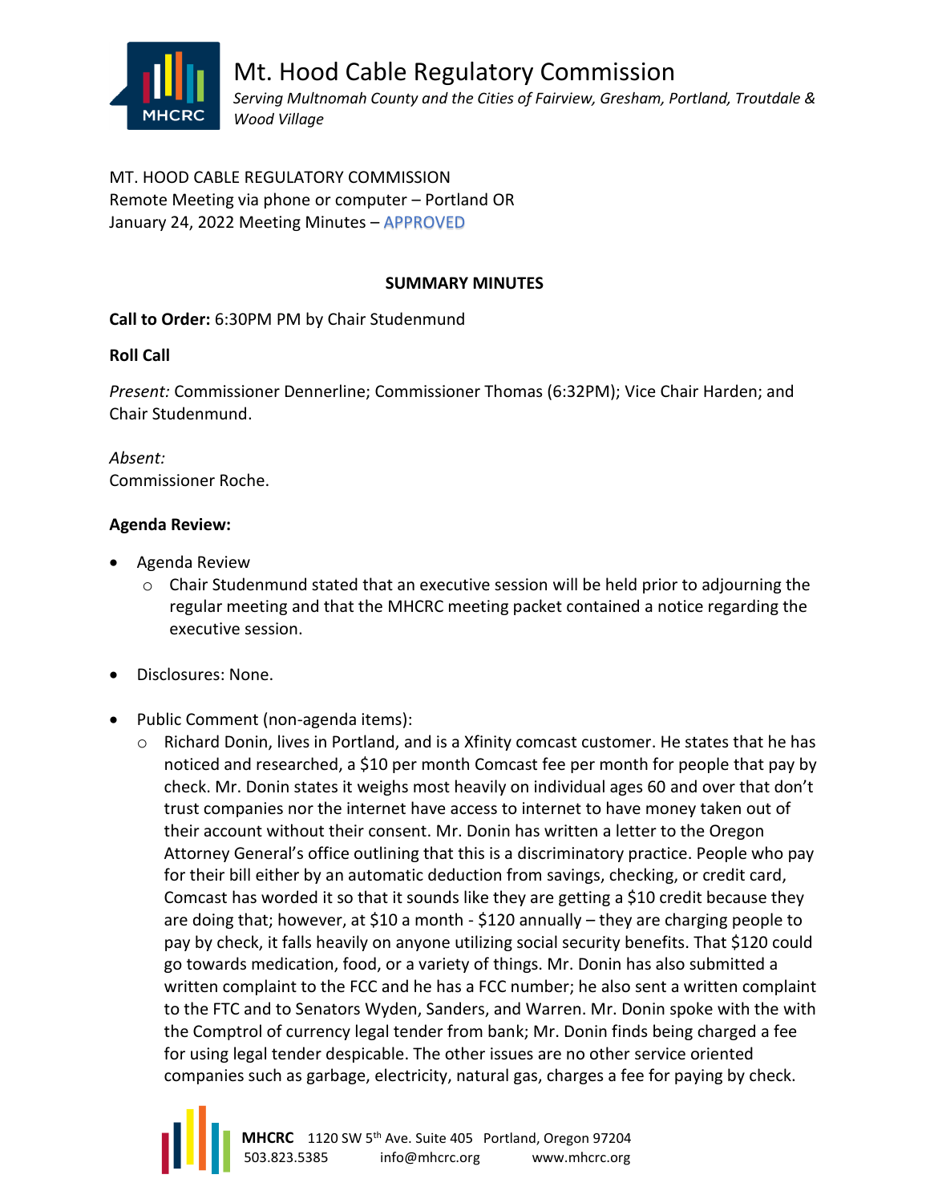# Mt. Hood Cable Regulatory Commission

*Serving Multnomah County and the Cities of Fairview, Gresham, Portland, Troutdale & Wood Village*

MT. HOOD CABLE REGULATORY COMMISSION
Remote Meeting via phone or computer – Portland OR
January 24, 2022 Meeting Minutes – APPROVED

## SUMMARY MINUTES

**Call to Order:** 6:30PM PM by Chair Studenmund

**Roll Call**

*Present:* Commissioner Dennerline; Commissioner Thomas (6:32PM); Vice Chair Harden; and Chair Studenmund.

*Absent:*
Commissioner Roche.

**Agenda Review:**

- Agenda Review
  - Chair Studenmund stated that an executive session will be held prior to adjourning the regular meeting and that the MHCRC meeting packet contained a notice regarding the executive session.
- Disclosures: None.
- Public Comment (non-agenda items):
  - Richard Donin, lives in Portland, and is a Xfinity comcast customer. He states that he has noticed and researched, a $10 per month Comcast fee per month for people that pay by check. Mr. Donin states it weighs most heavily on individual ages 60 and over that don't trust companies nor the internet have access to internet to have money taken out of their account without their consent. Mr. Donin has written a letter to the Oregon Attorney General's office outlining that this is a discriminatory practice. People who pay for their bill either by an automatic deduction from savings, checking, or credit card, Comcast has worded it so that it sounds like they are getting a $10 credit because they are doing that; however, at $10 a month - $120 annually – they are charging people to pay by check, it falls heavily on anyone utilizing social security benefits. That $120 could go towards medication, food, or a variety of things. Mr. Donin has also submitted a written complaint to the FCC and he has a FCC number; he also sent a written complaint to the FTC and to Senators Wyden, Sanders, and Warren. Mr. Donin spoke with the with the Comptrol of currency legal tender from bank; Mr. Donin finds being charged a fee for using legal tender despicable. The other issues are no other service oriented companies such as garbage, electricity, natural gas, charges a fee for paying by check.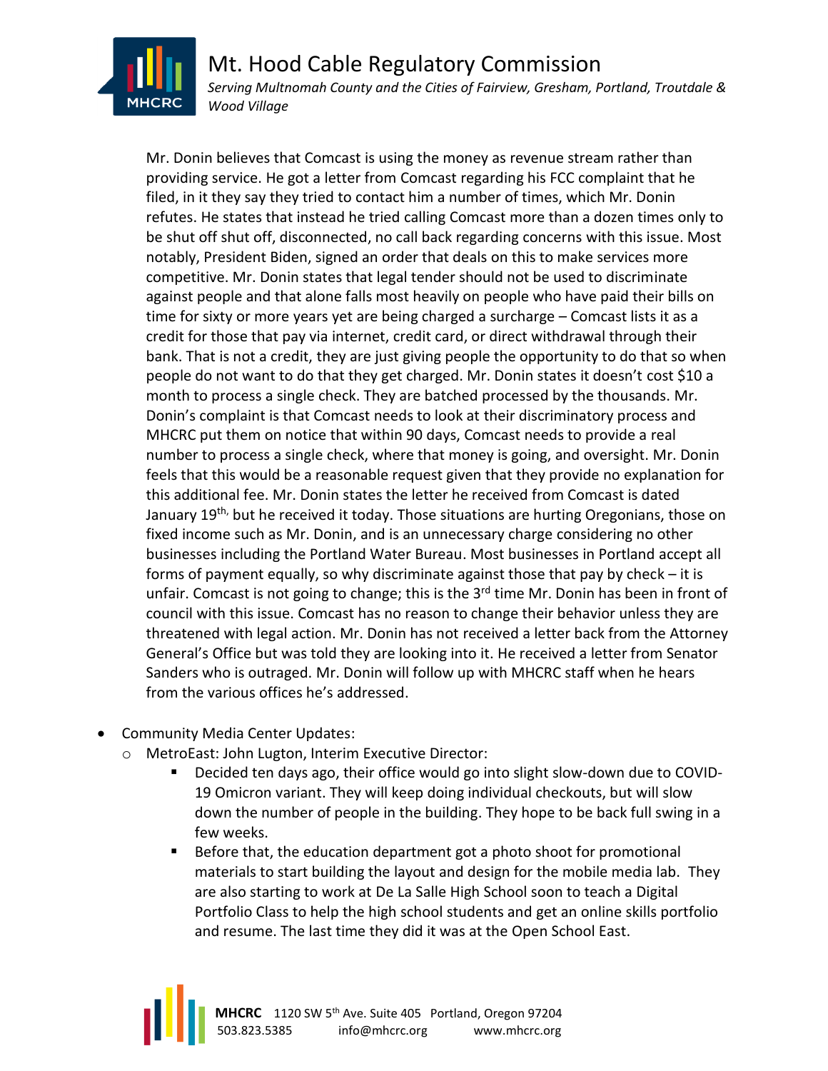Mr. Donin believes that Comcast is using the money as revenue stream rather than providing service. He got a letter from Comcast regarding his FCC complaint that he filed, in it they say they tried to contact him a number of times, which Mr. Donin refutes. He states that instead he tried calling Comcast more than a dozen times only to be shut off shut off, disconnected, no call back regarding concerns with this issue. Most notably, President Biden, signed an order that deals on this to make services more competitive. Mr. Donin states that legal tender should not be used to discriminate against people and that alone falls most heavily on people who have paid their bills on time for sixty or more years yet are being charged a surcharge – Comcast lists it as a credit for those that pay via internet, credit card, or direct withdrawal through their bank. That is not a credit, they are just giving people the opportunity to do that so when people do not want to do that they get charged. Mr. Donin states it doesn't cost $10 a month to process a single check. They are batched processed by the thousands. Mr. Donin's complaint is that Comcast needs to look at their discriminatory process and MHCRC put them on notice that within 90 days, Comcast needs to provide a real number to process a single check, where that money is going, and oversight. Mr. Donin feels that this would be a reasonable request given that they provide no explanation for this additional fee. Mr. Donin states the letter he received from Comcast is dated January 19th, but he received it today. Those situations are hurting Oregonians, those on fixed income such as Mr. Donin, and is an unnecessary charge considering no other businesses including the Portland Water Bureau. Most businesses in Portland accept all forms of payment equally, so why discriminate against those that pay by check – it is unfair. Comcast is not going to change; this is the 3rd time Mr. Donin has been in front of council with this issue. Comcast has no reason to change their behavior unless they are threatened with legal action. Mr. Donin has not received a letter back from the Attorney General's Office but was told they are looking into it. He received a letter from Senator Sanders who is outraged. Mr. Donin will follow up with MHCRC staff when he hears from the various offices he's addressed.

- Community Media Center Updates:
  - MetroEast: John Lugton, Interim Executive Director:
    - Decided ten days ago, their office would go into slight slow-down due to COVID-19 Omicron variant. They will keep doing individual checkouts, but will slow down the number of people in the building. They hope to be back full swing in a few weeks.
    - Before that, the education department got a photo shoot for promotional materials to start building the layout and design for the mobile media lab. They are also starting to work at De La Salle High School soon to teach a Digital Portfolio Class to help the high school students and get an online skills portfolio and resume. The last time they did it was at the Open School East.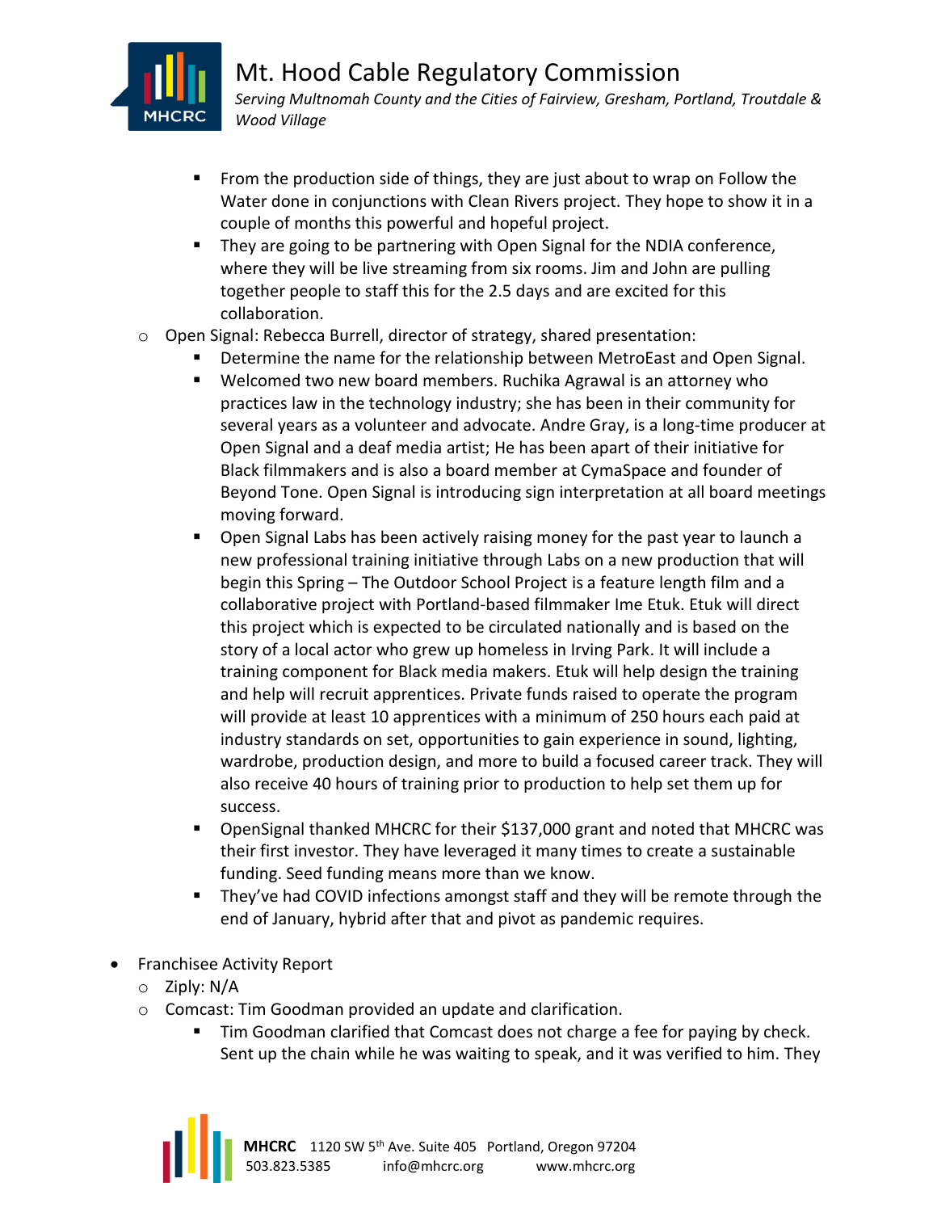- From the production side of things, they are just about to wrap on Follow the Water done in conjunctions with Clean Rivers project. They hope to show it in a couple of months this powerful and hopeful project.
  - They are going to be partnering with Open Signal for the NDIA conference, where they will be live streaming from six rooms. Jim and John are pulling together people to staff this for the 2.5 days and are excited for this collaboration.
- Open Signal: Rebecca Burrell, director of strategy, shared presentation:
  - Determine the name for the relationship between MetroEast and Open Signal.
  - Welcomed two new board members. Ruchika Agrawal is an attorney who practices law in the technology industry; she has been in their community for several years as a volunteer and advocate. Andre Gray, is a long-time producer at Open Signal and a deaf media artist; He has been apart of their initiative for Black filmmakers and is also a board member at CymaSpace and founder of Beyond Tone. Open Signal is introducing sign interpretation at all board meetings moving forward.
  - Open Signal Labs has been actively raising money for the past year to launch a new professional training initiative through Labs on a new production that will begin this Spring – The Outdoor School Project is a feature length film and a collaborative project with Portland-based filmmaker Ime Etuk. Etuk will direct this project which is expected to be circulated nationally and is based on the story of a local actor who grew up homeless in Irving Park. It will include a training component for Black media makers. Etuk will help design the training and help will recruit apprentices. Private funds raised to operate the program will provide at least 10 apprentices with a minimum of 250 hours each paid at industry standards on set, opportunities to gain experience in sound, lighting, wardrobe, production design, and more to build a focused career track. They will also receive 40 hours of training prior to production to help set them up for success.
  - OpenSignal thanked MHCRC for their $137,000 grant and noted that MHCRC was their first investor. They have leveraged it many times to create a sustainable funding. Seed funding means more than we know.
  - They've had COVID infections amongst staff and they will be remote through the end of January, hybrid after that and pivot as pandemic requires.

- Franchisee Activity Report
  - Ziply: N/A
  - Comcast: Tim Goodman provided an update and clarification.
    - Tim Goodman clarified that Comcast does not charge a fee for paying by check. Sent up the chain while he was waiting to speak, and it was verified to him. They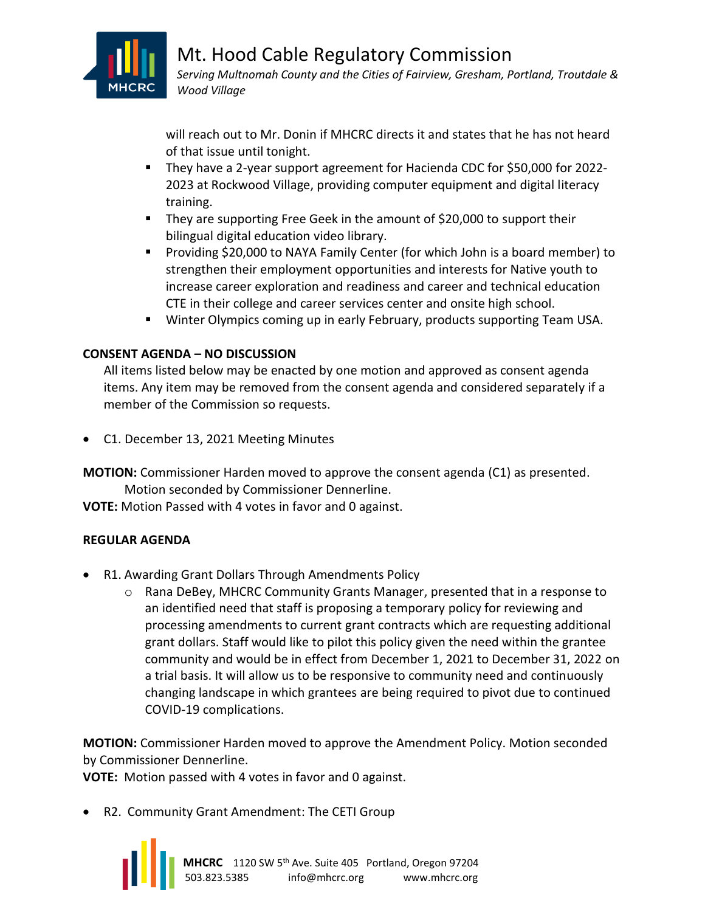will reach out to Mr. Donin if MHCRC directs it and states that he has not heard of that issue until tonight.

- They have a 2-year support agreement for Hacienda CDC for $50,000 for 2022-2023 at Rockwood Village, providing computer equipment and digital literacy training.
- They are supporting Free Geek in the amount of $20,000 to support their bilingual digital education video library.
- Providing $20,000 to NAYA Family Center (for which John is a board member) to strengthen their employment opportunities and interests for Native youth to increase career exploration and readiness and career and technical education CTE in their college and career services center and onsite high school.
- Winter Olympics coming up in early February, products supporting Team USA.

**CONSENT AGENDA – NO DISCUSSION**

All items listed below may be enacted by one motion and approved as consent agenda items. Any item may be removed from the consent agenda and considered separately if a member of the Commission so requests.

- C1. December 13, 2021 Meeting Minutes

**MOTION:** Commissioner Harden moved to approve the consent agenda (C1) as presented. Motion seconded by Commissioner Dennerline.

**VOTE:** Motion Passed with 4 votes in favor and 0 against.

**REGULAR AGENDA**

- R1. Awarding Grant Dollars Through Amendments Policy
  - Rana DeBey, MHCRC Community Grants Manager, presented that in a response to an identified need that staff is proposing a temporary policy for reviewing and processing amendments to current grant contracts which are requesting additional grant dollars. Staff would like to pilot this policy given the need within the grantee community and would be in effect from December 1, 2021 to December 31, 2022 on a trial basis. It will allow us to be responsive to community need and continuously changing landscape in which grantees are being required to pivot due to continued COVID-19 complications.

**MOTION:** Commissioner Harden moved to approve the Amendment Policy. Motion seconded by Commissioner Dennerline.

**VOTE:** Motion passed with 4 votes in favor and 0 against.

- R2. Community Grant Amendment: The CETI Group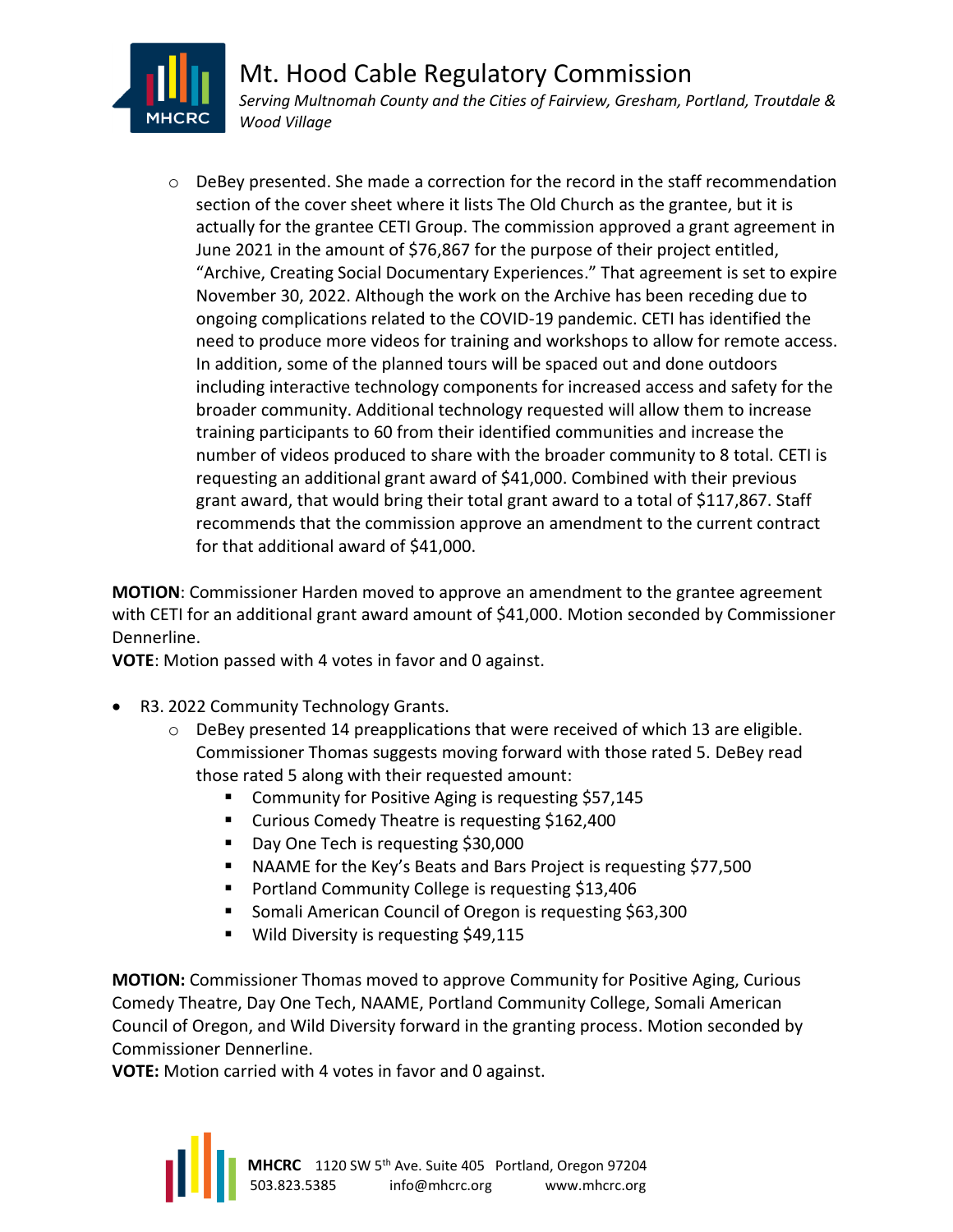- DeBey presented. She made a correction for the record in the staff recommendation section of the cover sheet where it lists The Old Church as the grantee, but it is actually for the grantee CETI Group. The commission approved a grant agreement in June 2021 in the amount of $76,867 for the purpose of their project entitled, "Archive, Creating Social Documentary Experiences." That agreement is set to expire November 30, 2022. Although the work on the Archive has been receding due to ongoing complications related to the COVID-19 pandemic. CETI has identified the need to produce more videos for training and workshops to allow for remote access. In addition, some of the planned tours will be spaced out and done outdoors including interactive technology components for increased access and safety for the broader community. Additional technology requested will allow them to increase training participants to 60 from their identified communities and increase the number of videos produced to share with the broader community to 8 total. CETI is requesting an additional grant award of $41,000. Combined with their previous grant award, that would bring their total grant award to a total of $117,867. Staff recommends that the commission approve an amendment to the current contract for that additional award of $41,000.

**MOTION**: Commissioner Harden moved to approve an amendment to the grantee agreement with CETI for an additional grant award amount of $41,000. Motion seconded by Commissioner Dennerline.
**VOTE**: Motion passed with 4 votes in favor and 0 against.

- R3. 2022 Community Technology Grants.
  - DeBey presented 14 preapplications that were received of which 13 are eligible. Commissioner Thomas suggests moving forward with those rated 5. DeBey read those rated 5 along with their requested amount:
    - Community for Positive Aging is requesting $57,145
    - Curious Comedy Theatre is requesting $162,400
    - Day One Tech is requesting $30,000
    - NAAME for the Key's Beats and Bars Project is requesting $77,500
    - Portland Community College is requesting $13,406
    - Somali American Council of Oregon is requesting $63,300
    - Wild Diversity is requesting $49,115

**MOTION:** Commissioner Thomas moved to approve Community for Positive Aging, Curious Comedy Theatre, Day One Tech, NAAME, Portland Community College, Somali American Council of Oregon, and Wild Diversity forward in the granting process. Motion seconded by Commissioner Dennerline.
**VOTE:** Motion carried with 4 votes in favor and 0 against.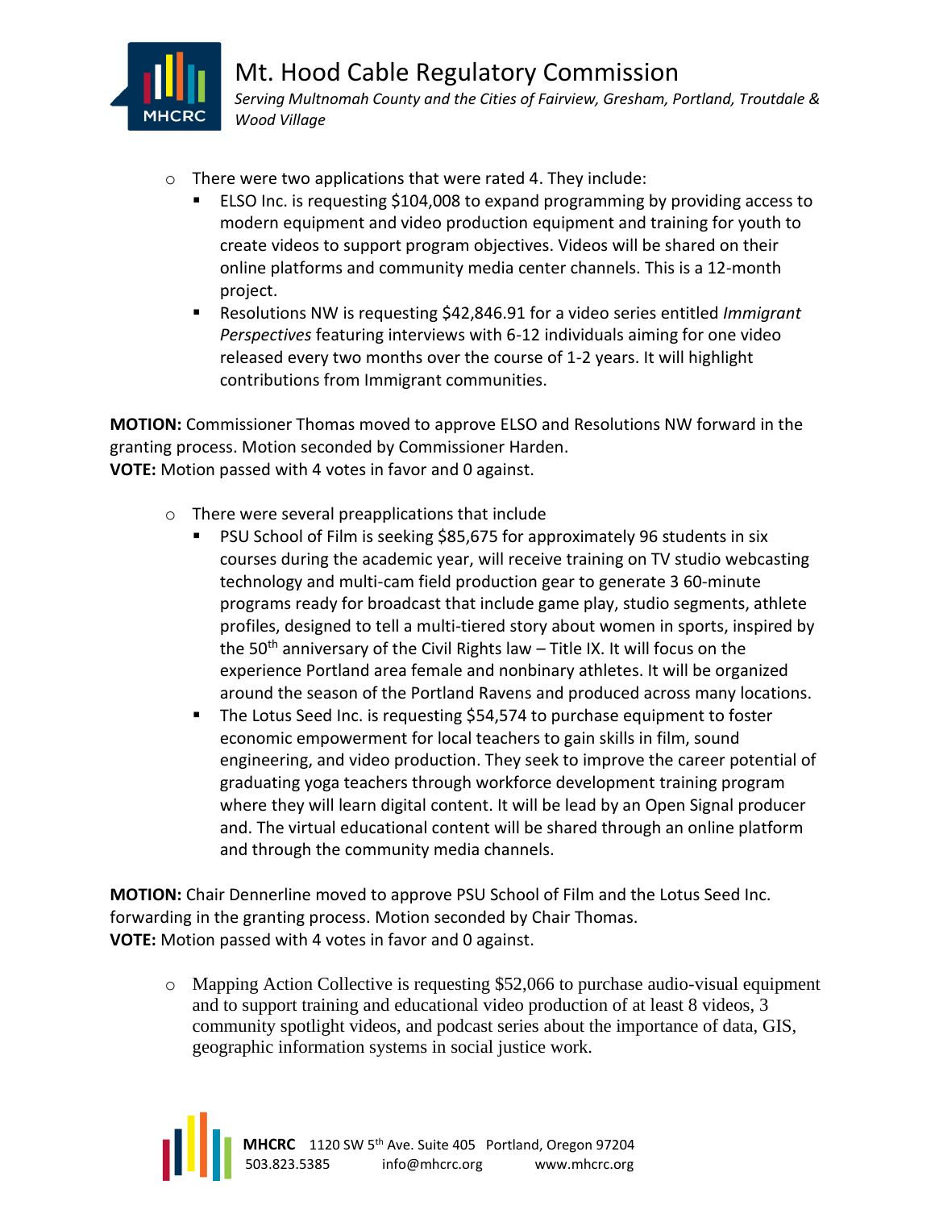- There were two applications that were rated 4. They include:
  - ELSO Inc. is requesting $104,008 to expand programming by providing access to modern equipment and video production equipment and training for youth to create videos to support program objectives. Videos will be shared on their online platforms and community media center channels. This is a 12-month project.
  - Resolutions NW is requesting $42,846.91 for a video series entitled *Immigrant Perspectives* featuring interviews with 6-12 individuals aiming for one video released every two months over the course of 1-2 years. It will highlight contributions from Immigrant communities.

**MOTION:** Commissioner Thomas moved to approve ELSO and Resolutions NW forward in the granting process. Motion seconded by Commissioner Harden.
**VOTE:** Motion passed with 4 votes in favor and 0 against.

- There were several preapplications that include
  - PSU School of Film is seeking $85,675 for approximately 96 students in six courses during the academic year, will receive training on TV studio webcasting technology and multi-cam field production gear to generate 3 60-minute programs ready for broadcast that include game play, studio segments, athlete profiles, designed to tell a multi-tiered story about women in sports, inspired by the 50th anniversary of the Civil Rights law – Title IX. It will focus on the experience Portland area female and nonbinary athletes. It will be organized around the season of the Portland Ravens and produced across many locations.
  - The Lotus Seed Inc. is requesting $54,574 to purchase equipment to foster economic empowerment for local teachers to gain skills in film, sound engineering, and video production. They seek to improve the career potential of graduating yoga teachers through workforce development training program where they will learn digital content. It will be lead by an Open Signal producer and. The virtual educational content will be shared through an online platform and through the community media channels.

**MOTION:** Chair Dennerline moved to approve PSU School of Film and the Lotus Seed Inc. forwarding in the granting process. Motion seconded by Chair Thomas.
**VOTE:** Motion passed with 4 votes in favor and 0 against.

- Mapping Action Collective is requesting $52,066 to purchase audio-visual equipment and to support training and educational video production of at least 8 videos, 3 community spotlight videos, and podcast series about the importance of data, GIS, geographic information systems in social justice work.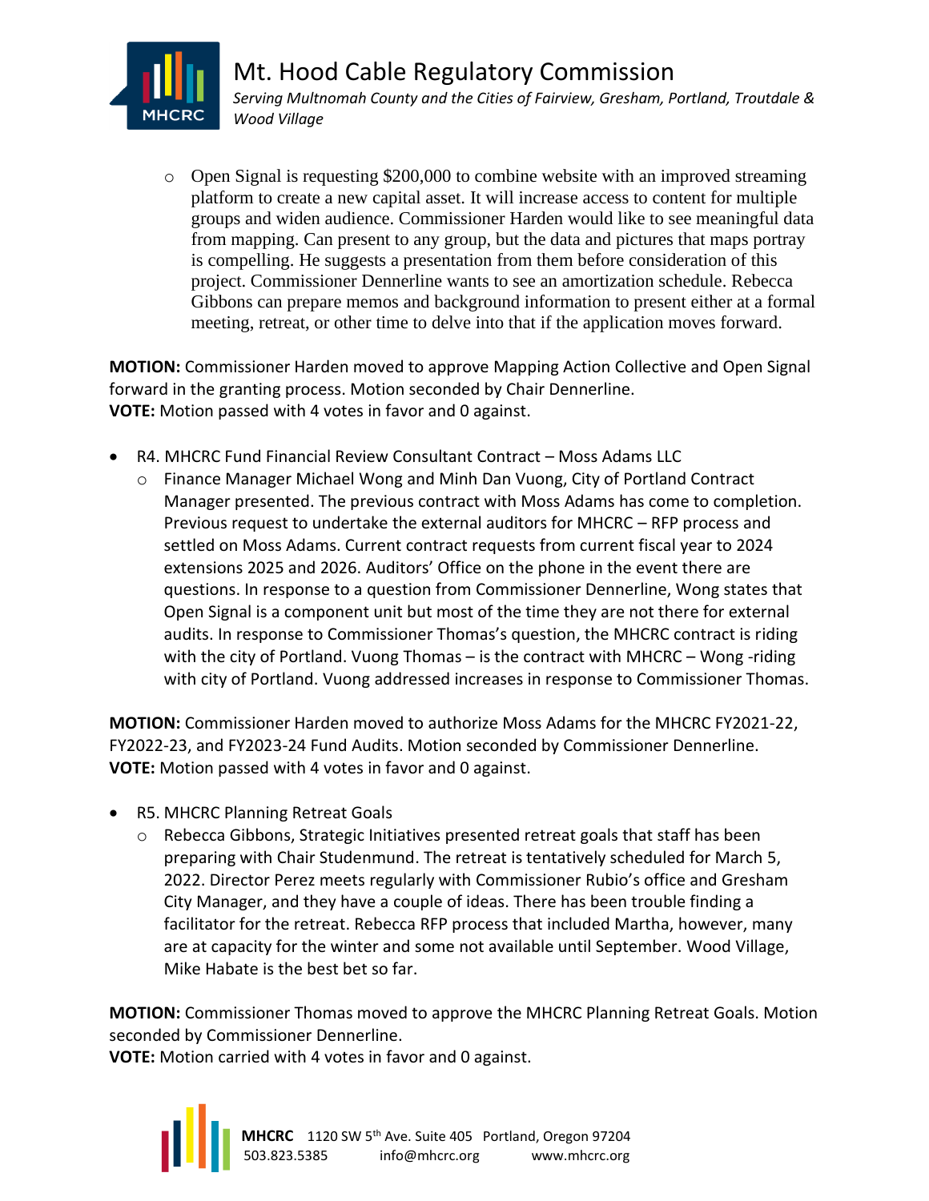- Open Signal is requesting $200,000 to combine website with an improved streaming platform to create a new capital asset. It will increase access to content for multiple groups and widen audience. Commissioner Harden would like to see meaningful data from mapping. Can present to any group, but the data and pictures that maps portray is compelling. He suggests a presentation from them before consideration of this project. Commissioner Dennerline wants to see an amortization schedule. Rebecca Gibbons can prepare memos and background information to present either at a formal meeting, retreat, or other time to delve into that if the application moves forward.

**MOTION:** Commissioner Harden moved to approve Mapping Action Collective and Open Signal forward in the granting process. Motion seconded by Chair Dennerline.
**VOTE:** Motion passed with 4 votes in favor and 0 against.

- R4. MHCRC Fund Financial Review Consultant Contract – Moss Adams LLC
  - Finance Manager Michael Wong and Minh Dan Vuong, City of Portland Contract Manager presented. The previous contract with Moss Adams has come to completion. Previous request to undertake the external auditors for MHCRC – RFP process and settled on Moss Adams. Current contract requests from current fiscal year to 2024 extensions 2025 and 2026. Auditors' Office on the phone in the event there are questions. In response to a question from Commissioner Dennerline, Wong states that Open Signal is a component unit but most of the time they are not there for external audits. In response to Commissioner Thomas's question, the MHCRC contract is riding with the city of Portland. Vuong Thomas – is the contract with MHCRC – Wong -riding with city of Portland. Vuong addressed increases in response to Commissioner Thomas.

**MOTION:** Commissioner Harden moved to authorize Moss Adams for the MHCRC FY2021-22, FY2022-23, and FY2023-24 Fund Audits. Motion seconded by Commissioner Dennerline.
**VOTE:** Motion passed with 4 votes in favor and 0 against.

- R5. MHCRC Planning Retreat Goals
  - Rebecca Gibbons, Strategic Initiatives presented retreat goals that staff has been preparing with Chair Studenmund. The retreat is tentatively scheduled for March 5, 2022. Director Perez meets regularly with Commissioner Rubio's office and Gresham City Manager, and they have a couple of ideas. There has been trouble finding a facilitator for the retreat. Rebecca RFP process that included Martha, however, many are at capacity for the winter and some not available until September. Wood Village, Mike Habate is the best bet so far.

**MOTION:** Commissioner Thomas moved to approve the MHCRC Planning Retreat Goals. Motion seconded by Commissioner Dennerline.
**VOTE:** Motion carried with 4 votes in favor and 0 against.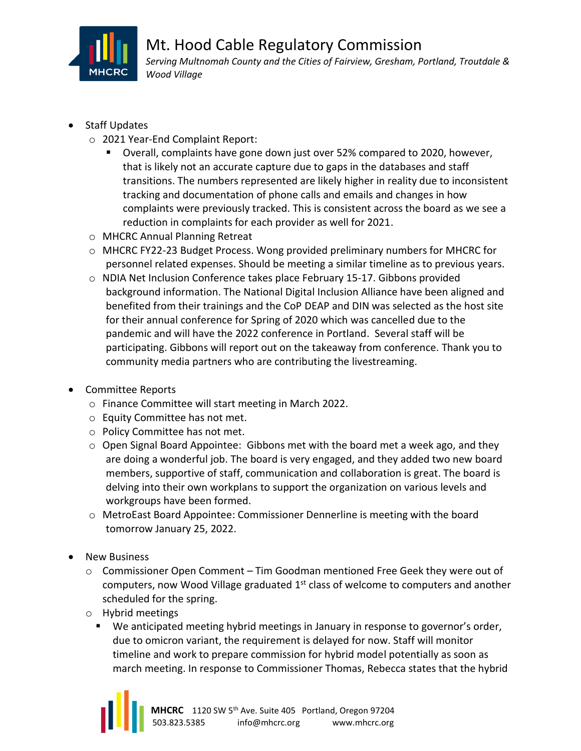- Staff Updates
  - 2021 Year-End Complaint Report:
    - Overall, complaints have gone down just over 52% compared to 2020, however, that is likely not an accurate capture due to gaps in the databases and staff transitions. The numbers represented are likely higher in reality due to inconsistent tracking and documentation of phone calls and emails and changes in how complaints were previously tracked. This is consistent across the board as we see a reduction in complaints for each provider as well for 2021.
  - MHCRC Annual Planning Retreat
  - MHCRC FY22-23 Budget Process. Wong provided preliminary numbers for MHCRC for personnel related expenses. Should be meeting a similar timeline as to previous years.
  - NDIA Net Inclusion Conference takes place February 15-17. Gibbons provided background information. The National Digital Inclusion Alliance have been aligned and benefited from their trainings and the CoP DEAP and DIN was selected as the host site for their annual conference for Spring of 2020 which was cancelled due to the pandemic and will have the 2022 conference in Portland. Several staff will be participating. Gibbons will report out on the takeaway from conference. Thank you to community media partners who are contributing the livestreaming.

- Committee Reports
  - Finance Committee will start meeting in March 2022.
  - Equity Committee has not met.
  - Policy Committee has not met.
  - Open Signal Board Appointee: Gibbons met with the board met a week ago, and they are doing a wonderful job. The board is very engaged, and they added two new board members, supportive of staff, communication and collaboration is great. The board is delving into their own workplans to support the organization on various levels and workgroups have been formed.
  - MetroEast Board Appointee: Commissioner Dennerline is meeting with the board tomorrow January 25, 2022.

- New Business
  - Commissioner Open Comment – Tim Goodman mentioned Free Geek they were out of computers, now Wood Village graduated 1st class of welcome to computers and another scheduled for the spring.
  - Hybrid meetings
    - We anticipated meeting hybrid meetings in January in response to governor's order, due to omicron variant, the requirement is delayed for now. Staff will monitor timeline and work to prepare commission for hybrid model potentially as soon as march meeting. In response to Commissioner Thomas, Rebecca states that the hybrid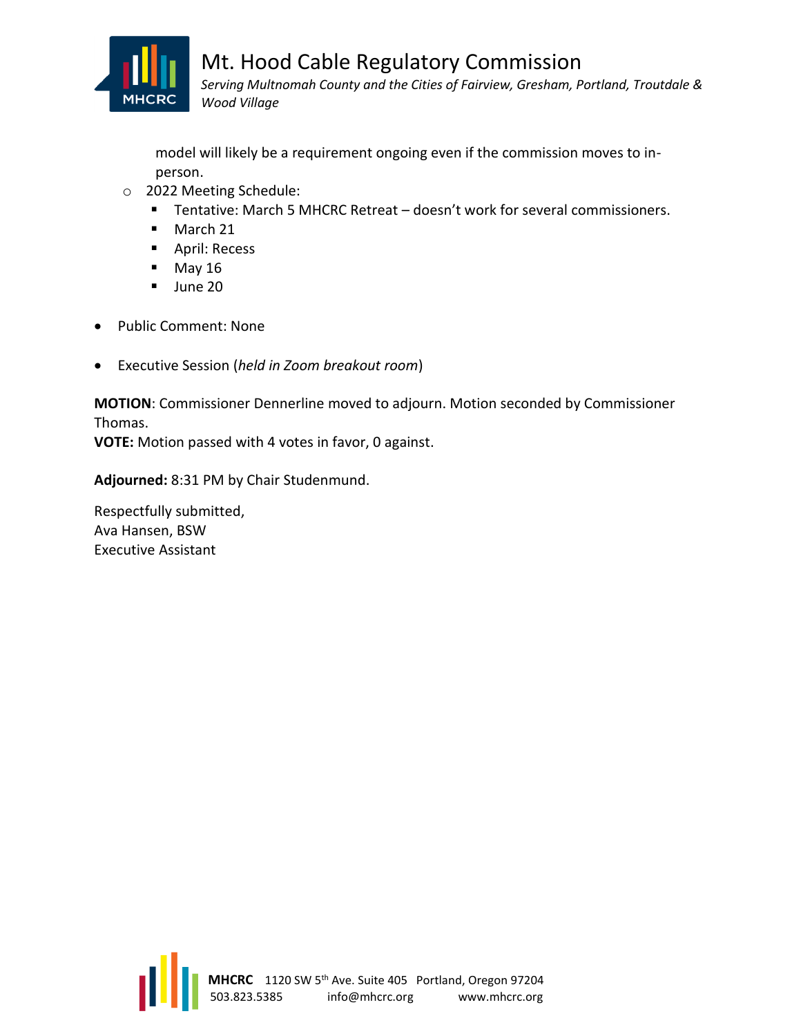model will likely be a requirement ongoing even if the commission moves to in-person.

- 2022 Meeting Schedule:
  - Tentative: March 5 MHCRC Retreat – doesn't work for several commissioners.
  - March 21
  - April: Recess
  - May 16
  - June 20

- Public Comment: None

- Executive Session (*held in Zoom breakout room*)

**MOTION**: Commissioner Dennerline moved to adjourn. Motion seconded by Commissioner Thomas.
**VOTE:** Motion passed with 4 votes in favor, 0 against.

**Adjourned:** 8:31 PM by Chair Studenmund.

Respectfully submitted,
Ava Hansen, BSW
Executive Assistant